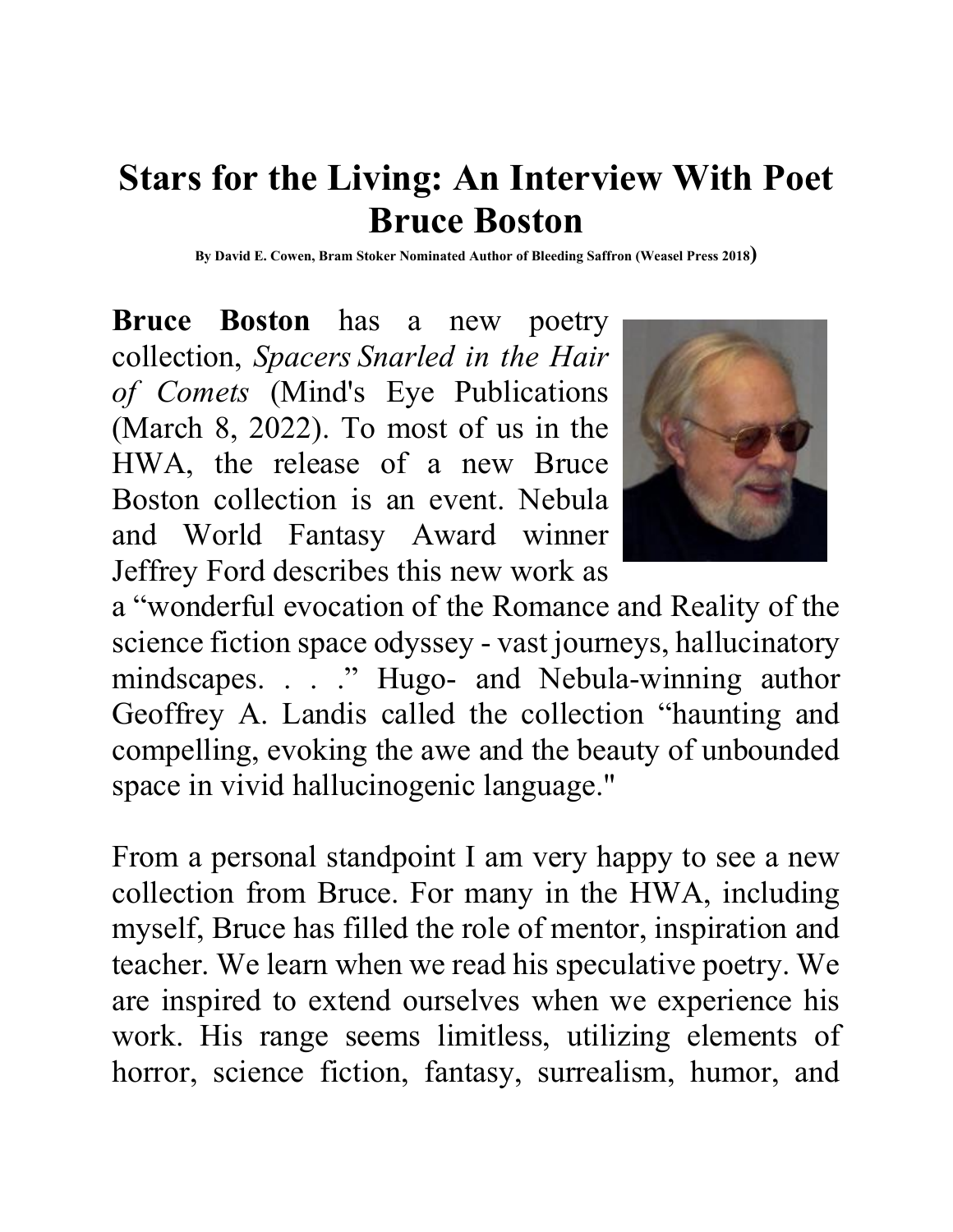# Stars for the Living: An Interview With Poet Bruce Boston

**By David E. Cowen, Bram Stoker Nominated Author of Bleeding Saffron (Weasel Press 2018)**

**Bruce Boston** has a new poetry collection, *Spacers Snarled in the Hair of Comets* (Mind's Eye Publications (March 8, 2022). To most of us in the HWA, the release of a new Bruce Boston collection is an event. Nebula and World Fantasy Award winner Jeffrey Ford describes this new work as a "wonderful evocation of the Romance and Reality of the science fiction space odyssey - vast journeys, hallucinatory mindscapes. . . ." Hugo- and Nebula-winning author Geoffrey A. Landis called the collection "haunting and compelling, evoking the awe and the beauty of unbounded space in vivid hallucinogenic language."

From a personal standpoint I am very happy to see a new collection from Bruce. For many in the HWA, including myself, Bruce has filled the role of mentor, inspiration and teacher. We learn when we read his speculative poetry. We are inspired to extend ourselves when we experience his work. His range seems limitless, utilizing elements of horror, science fiction, fantasy, surrealism, humor, and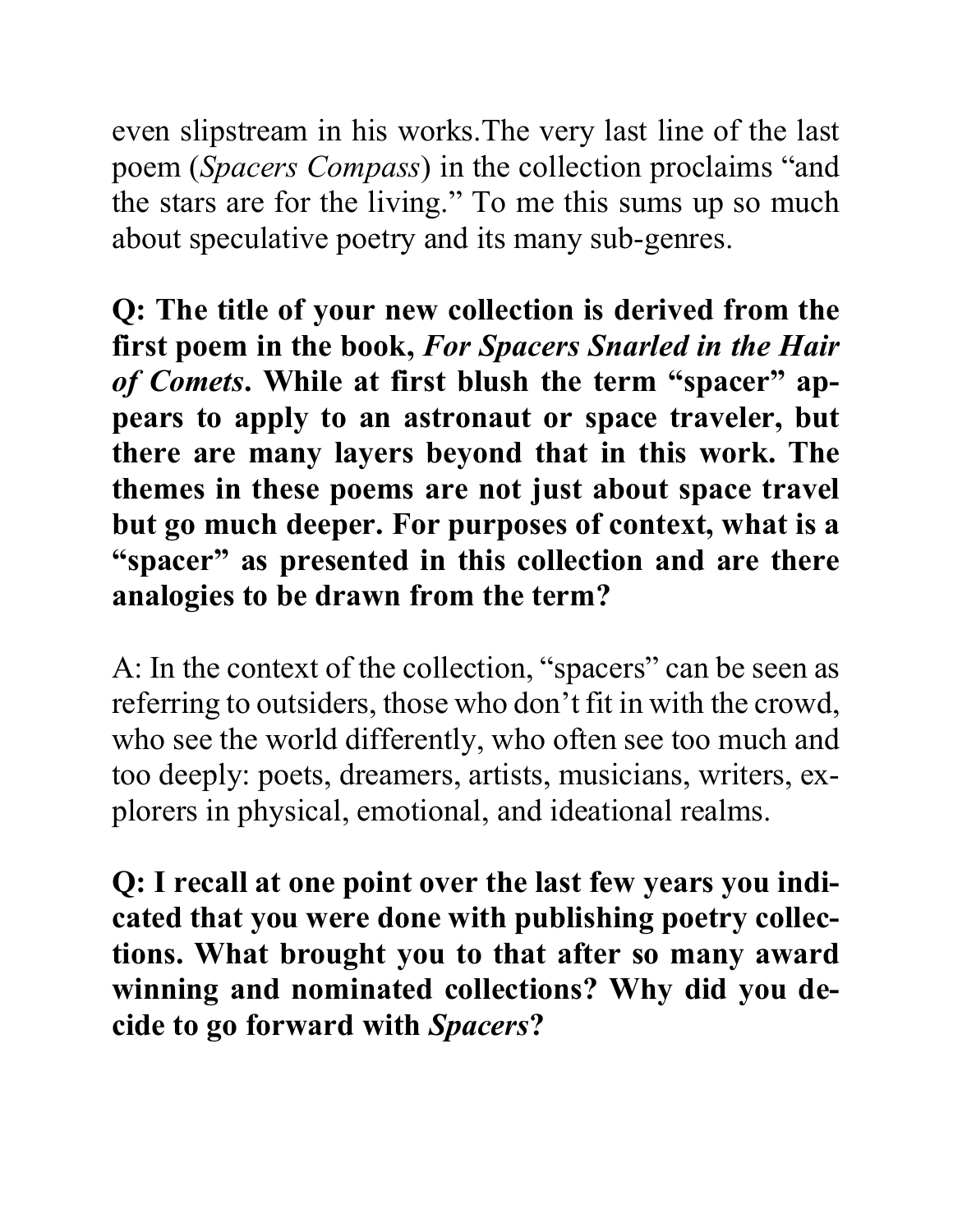even slipstream in his works.The very last line of the last poem (*Spacers Compass*) in the collection proclaims “and the stars are for the living.” To me this sums up so much about speculative poetry and its many sub-genres.

**Q: The title of your new collection is derived from the first poem in the book, *For Spacers Snarled in the Hair of Comets*. While at first blush the term “spacer” appears to apply to an astronaut or space traveler, but there are many layers beyond that in this work. The themes in these poems are not just about space travel but go much deeper. For purposes of context, what is a “spacer” as presented in this collection and are there analogies to be drawn from the term?**

A: In the context of the collection, “spacers” can be seen as referring to outsiders, those who don’t fit in with the crowd, who see the world differently, who often see too much and too deeply: poets, dreamers, artists, musicians, writers, explorers in physical, emotional, and ideational realms.

**Q: I recall at one point over the last few years you indicated that you were done with publishing poetry collections. What brought you to that after so many award winning and nominated collections? Why did you decide to go forward with *Spacers*?**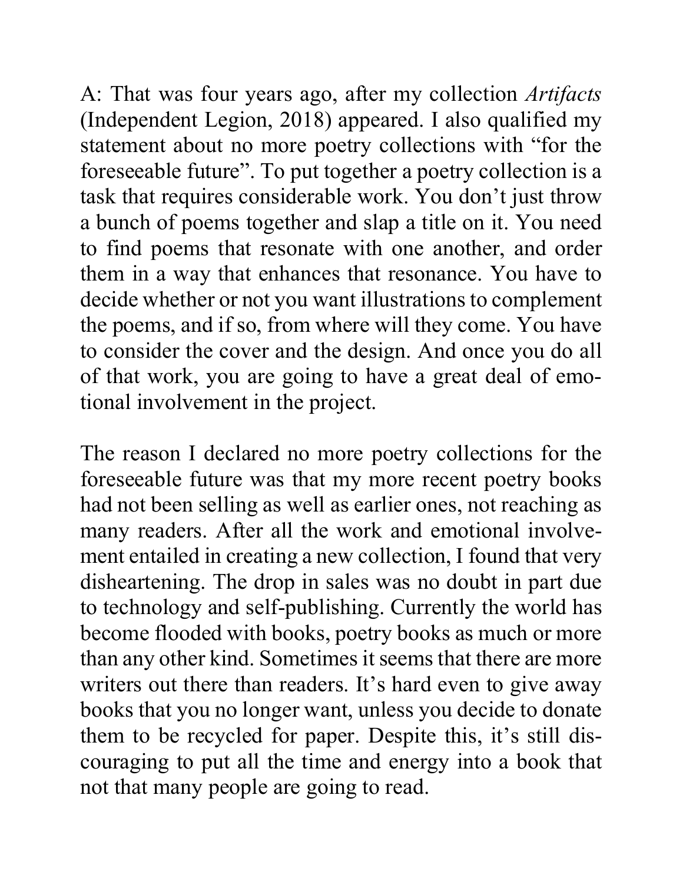A: That was four years ago, after my collection *Artifacts* (Independent Legion, 2018) appeared. I also qualified my statement about no more poetry collections with "for the foreseeable future". To put together a poetry collection is a task that requires considerable work. You don't just throw a bunch of poems together and slap a title on it. You need to find poems that resonate with one another, and order them in a way that enhances that resonance. You have to decide whether or not you want illustrations to complement the poems, and if so, from where will they come. You have to consider the cover and the design. And once you do all of that work, you are going to have a great deal of emotional involvement in the project.

The reason I declared no more poetry collections for the foreseeable future was that my more recent poetry books had not been selling as well as earlier ones, not reaching as many readers. After all the work and emotional involvement entailed in creating a new collection, I found that very disheartening. The drop in sales was no doubt in part due to technology and self-publishing. Currently the world has become flooded with books, poetry books as much or more than any other kind. Sometimes it seems that there are more writers out there than readers. It's hard even to give away books that you no longer want, unless you decide to donate them to be recycled for paper. Despite this, it's still discouraging to put all the time and energy into a book that not that many people are going to read.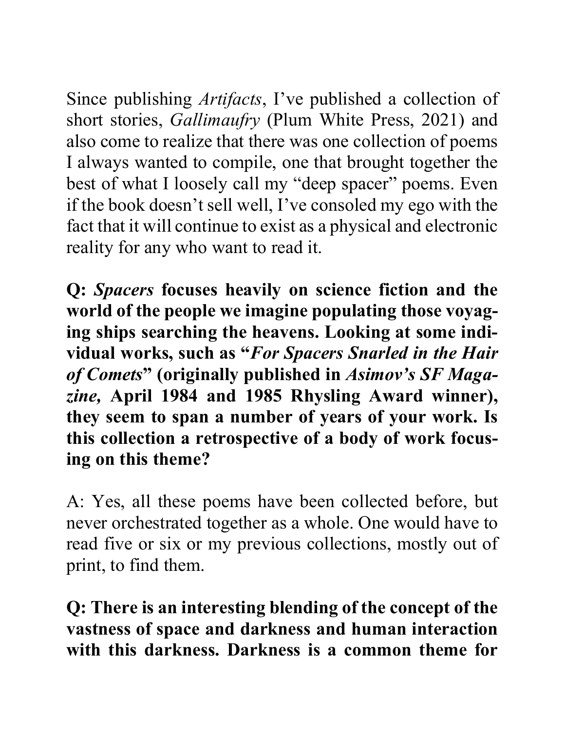Since publishing *Artifacts*, I've published a collection of short stories, *Gallimaufry* (Plum White Press, 2021) and also come to realize that there was one collection of poems I always wanted to compile, one that brought together the best of what I loosely call my "deep spacer" poems. Even if the book doesn't sell well, I've consoled my ego with the fact that it will continue to exist as a physical and electronic reality for any who want to read it.

**Q: *Spacers* focuses heavily on science fiction and the world of the people we imagine populating those voyaging ships searching the heavens. Looking at some individual works, such as "*For Spacers Snarled in the Hair of Comets*" (originally published in *Asimov's SF Magazine,* April 1984 and 1985 Rhysling Award winner), they seem to span a number of years of your work. Is this collection a retrospective of a body of work focusing on this theme?**

A: Yes, all these poems have been collected before, but never orchestrated together as a whole. One would have to read five or six or my previous collections, mostly out of print, to find them.

**Q: There is an interesting blending of the concept of the vastness of space and darkness and human interaction with this darkness. Darkness is a common theme for**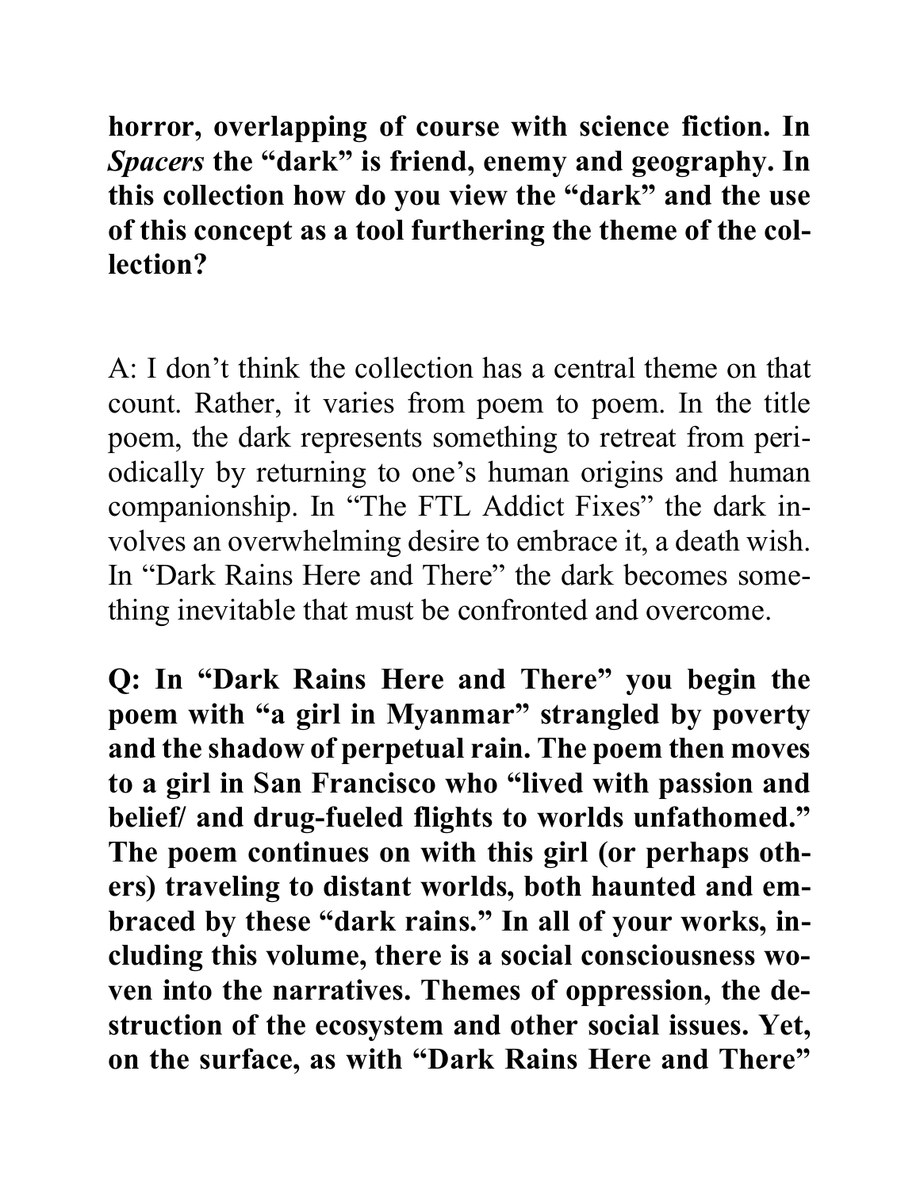**horror, overlapping of course with science fiction. In *Spacers* the "dark" is friend, enemy and geography. In this collection how do you view the "dark" and the use of this concept as a tool furthering the theme of the collection?**

A: I don't think the collection has a central theme on that count. Rather, it varies from poem to poem. In the title poem, the dark represents something to retreat from periodically by returning to one's human origins and human companionship. In "The FTL Addict Fixes" the dark involves an overwhelming desire to embrace it, a death wish. In "Dark Rains Here and There" the dark becomes something inevitable that must be confronted and overcome.

**Q: In "Dark Rains Here and There" you begin the poem with "a girl in Myanmar" strangled by poverty and the shadow of perpetual rain. The poem then moves to a girl in San Francisco who "lived with passion and belief/ and drug-fueled flights to worlds unfathomed." The poem continues on with this girl (or perhaps others) traveling to distant worlds, both haunted and embraced by these "dark rains." In all of your works, including this volume, there is a social consciousness woven into the narratives. Themes of oppression, the destruction of the ecosystem and other social issues. Yet, on the surface, as with "Dark Rains Here and There"**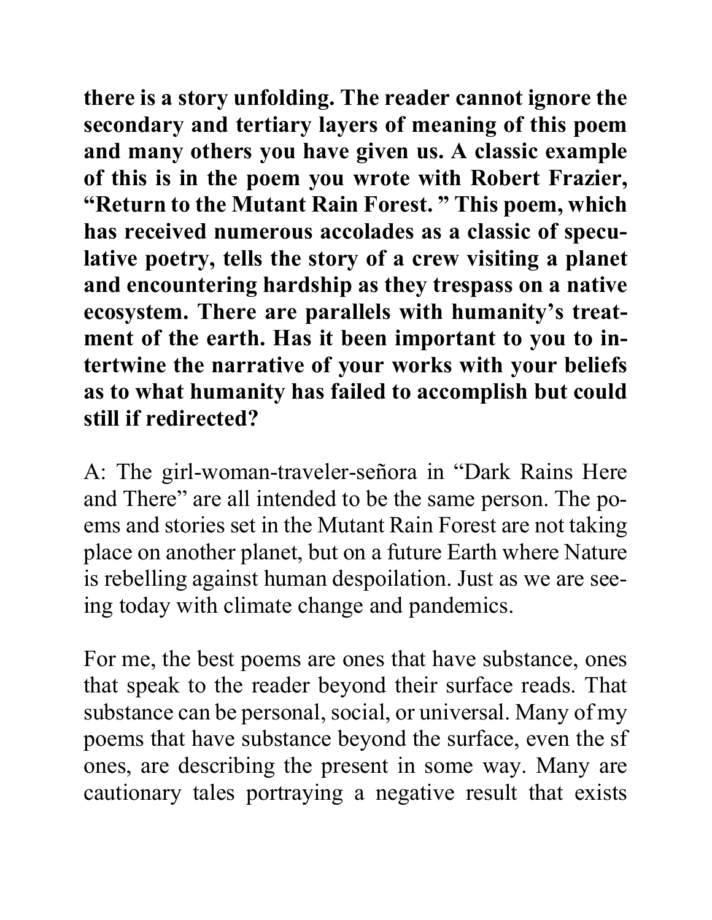**there is a story unfolding. The reader cannot ignore the secondary and tertiary layers of meaning of this poem and many others you have given us. A classic example of this is in the poem you wrote with Robert Frazier, "Return to the Mutant Rain Forest. " This poem, which has received numerous accolades as a classic of speculative poetry, tells the story of a crew visiting a planet and encountering hardship as they trespass on a native ecosystem. There are parallels with humanity's treatment of the earth. Has it been important to you to intertwine the narrative of your works with your beliefs as to what humanity has failed to accomplish but could still if redirected?**

A: The girl-woman-traveler-señora in "Dark Rains Here and There" are all intended to be the same person. The poems and stories set in the Mutant Rain Forest are not taking place on another planet, but on a future Earth where Nature is rebelling against human despoilation. Just as we are seeing today with climate change and pandemics.

For me, the best poems are ones that have substance, ones that speak to the reader beyond their surface reads. That substance can be personal, social, or universal. Many of my poems that have substance beyond the surface, even the sf ones, are describing the present in some way. Many are cautionary tales portraying a negative result that exists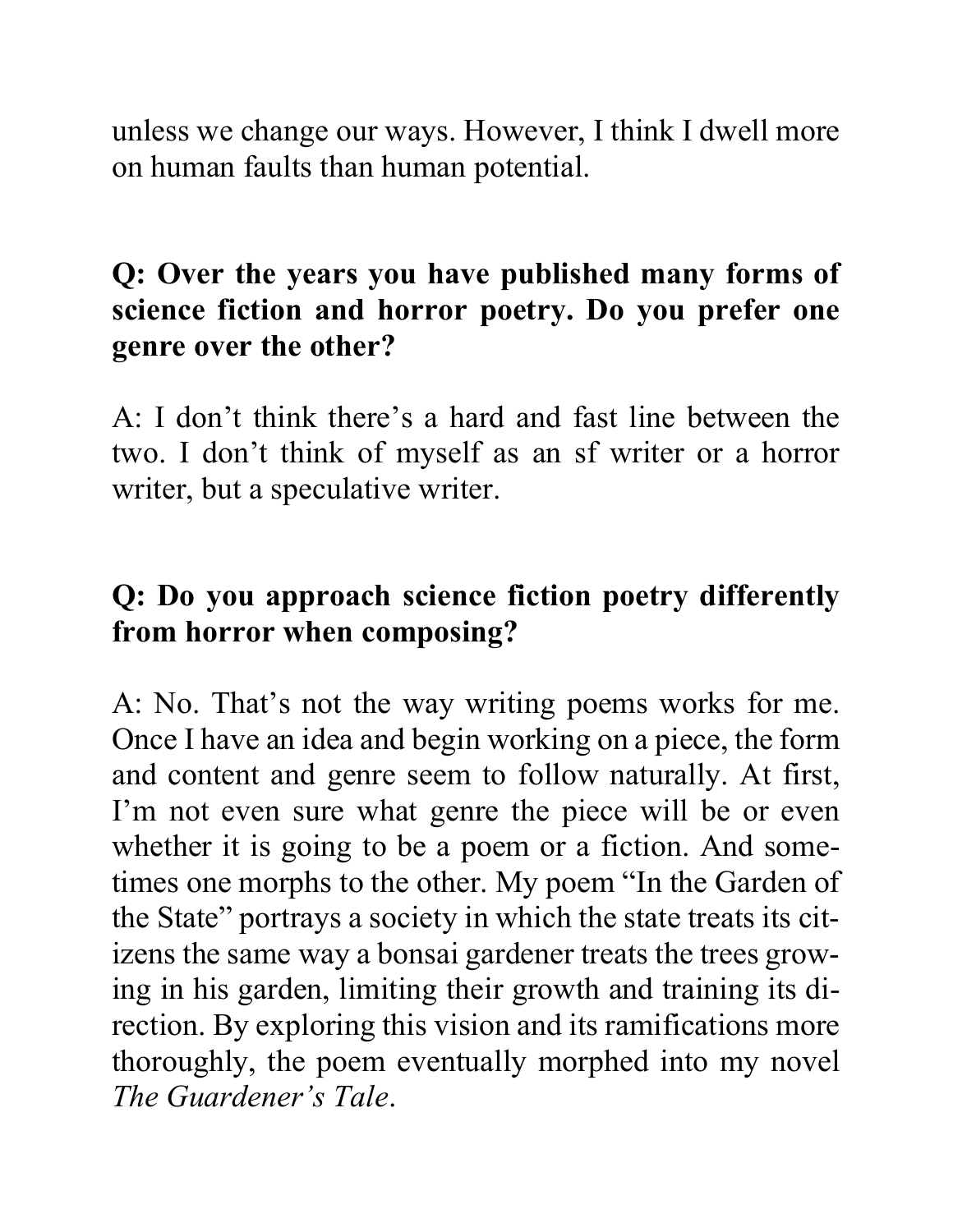unless we change our ways. However, I think I dwell more on human faults than human potential.

**Q: Over the years you have published many forms of science fiction and horror poetry. Do you prefer one genre over the other?**

A: I don't think there's a hard and fast line between the two. I don't think of myself as an sf writer or a horror writer, but a speculative writer.

**Q: Do you approach science fiction poetry differently from horror when composing?**

A: No. That's not the way writing poems works for me. Once I have an idea and begin working on a piece, the form and content and genre seem to follow naturally. At first, I'm not even sure what genre the piece will be or even whether it is going to be a poem or a fiction. And sometimes one morphs to the other. My poem "In the Garden of the State" portrays a society in which the state treats its citizens the same way a bonsai gardener treats the trees growing in his garden, limiting their growth and training its direction. By exploring this vision and its ramifications more thoroughly, the poem eventually morphed into my novel *The Guardener's Tale*.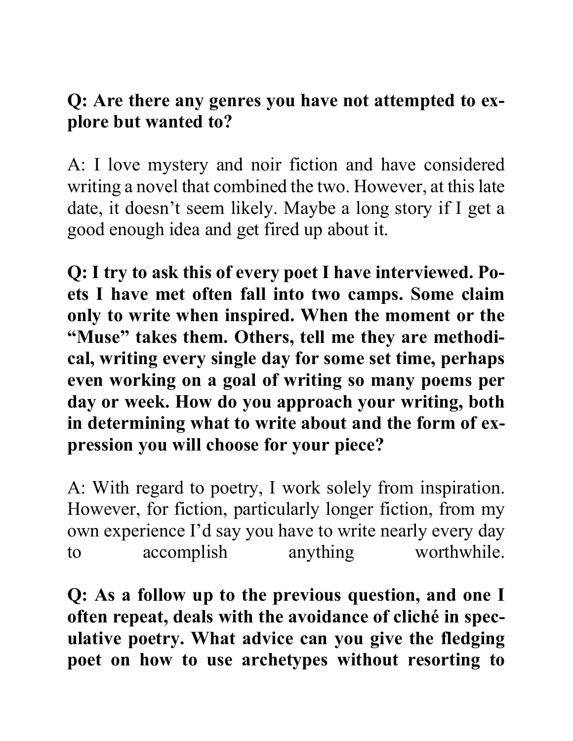**Q: Are there any genres you have not attempted to explore but wanted to?**

A: I love mystery and noir fiction and have considered writing a novel that combined the two. However, at this late date, it doesn't seem likely. Maybe a long story if I get a good enough idea and get fired up about it.

**Q: I try to ask this of every poet I have interviewed. Poets I have met often fall into two camps. Some claim only to write when inspired. When the moment or the "Muse" takes them. Others, tell me they are methodical, writing every single day for some set time, perhaps even working on a goal of writing so many poems per day or week. How do you approach your writing, both in determining what to write about and the form of expression you will choose for your piece?**

A: With regard to poetry, I work solely from inspiration. However, for fiction, particularly longer fiction, from my own experience I'd say you have to write nearly every day to accomplish anything worthwhile.

**Q: As a follow up to the previous question, and one I often repeat, deals with the avoidance of cliché in speculative poetry. What advice can you give the fledging poet on how to use archetypes without resorting to**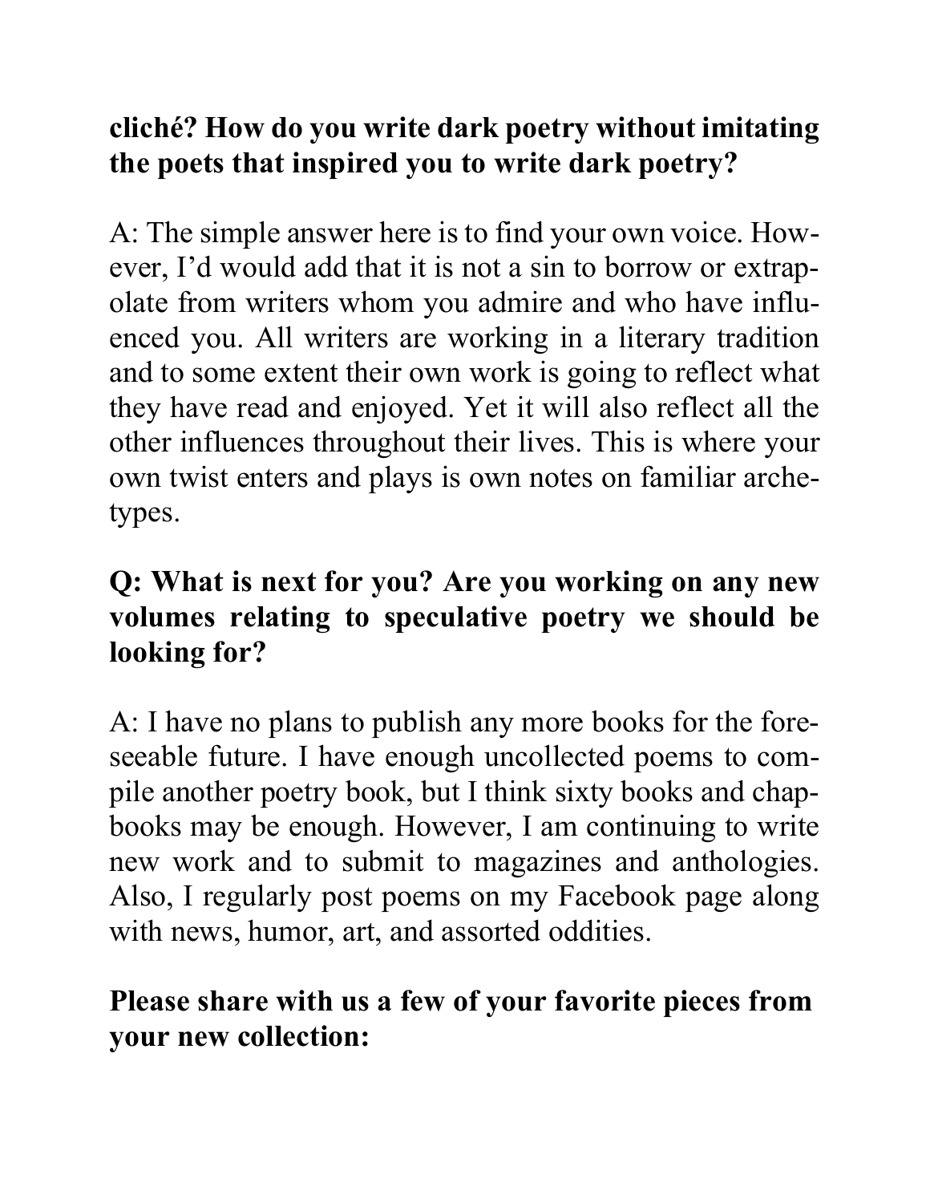**cliché? How do you write dark poetry without imitating the poets that inspired you to write dark poetry?**

A: The simple answer here is to find your own voice. However, I'd would add that it is not a sin to borrow or extrapolate from writers whom you admire and who have influenced you. All writers are working in a literary tradition and to some extent their own work is going to reflect what they have read and enjoyed. Yet it will also reflect all the other influences throughout their lives. This is where your own twist enters and plays is own notes on familiar archetypes.

**Q: What is next for you? Are you working on any new volumes relating to speculative poetry we should be looking for?**

A: I have no plans to publish any more books for the foreseeable future. I have enough uncollected poems to compile another poetry book, but I think sixty books and chapbooks may be enough. However, I am continuing to write new work and to submit to magazines and anthologies. Also, I regularly post poems on my Facebook page along with news, humor, art, and assorted oddities.

**Please share with us a few of your favorite pieces from your new collection:**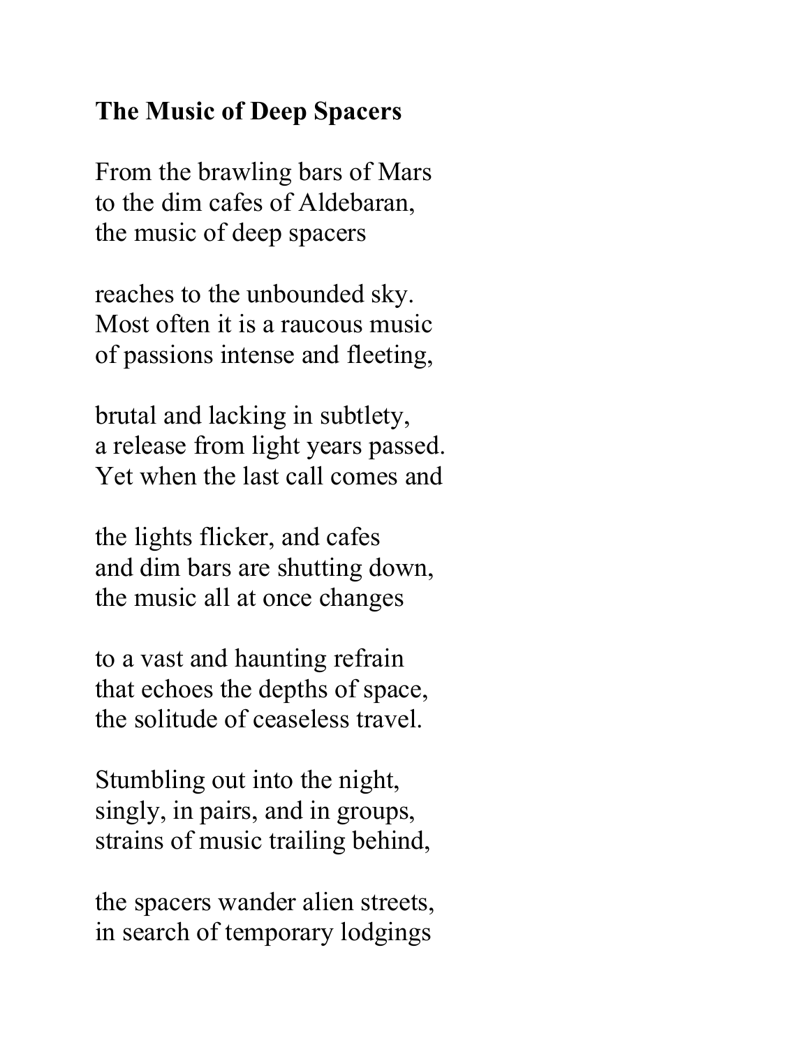**The Music of Deep Spacers**

From the brawling bars of Mars
to the dim cafes of Aldebaran,
the music of deep spacers

reaches to the unbounded sky.
Most often it is a raucous music
of passions intense and fleeting,

brutal and lacking in subtlety,
a release from light years passed.
Yet when the last call comes and

the lights flicker, and cafes
and dim bars are shutting down,
the music all at once changes

to a vast and haunting refrain
that echoes the depths of space,
the solitude of ceaseless travel.

Stumbling out into the night,
singly, in pairs, and in groups,
strains of music trailing behind,

the spacers wander alien streets,
in search of temporary lodgings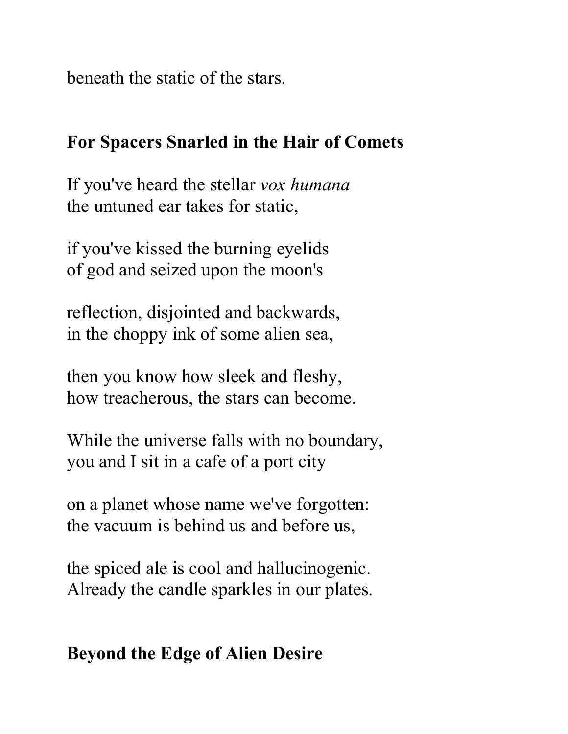beneath the static of the stars.

## For Spacers Snarled in the Hair of Comets

If you've heard the stellar *vox humana*  
the untuned ear takes for static,

if you've kissed the burning eyelids  
of god and seized upon the moon's

reflection, disjointed and backwards,  
in the choppy ink of some alien sea,

then you know how sleek and fleshy,  
how treacherous, the stars can become.

While the universe falls with no boundary,  
you and I sit in a cafe of a port city

on a planet whose name we've forgotten:  
the vacuum is behind us and before us,

the spiced ale is cool and hallucinogenic.  
Already the candle sparkles in our plates.

## Beyond the Edge of Alien Desire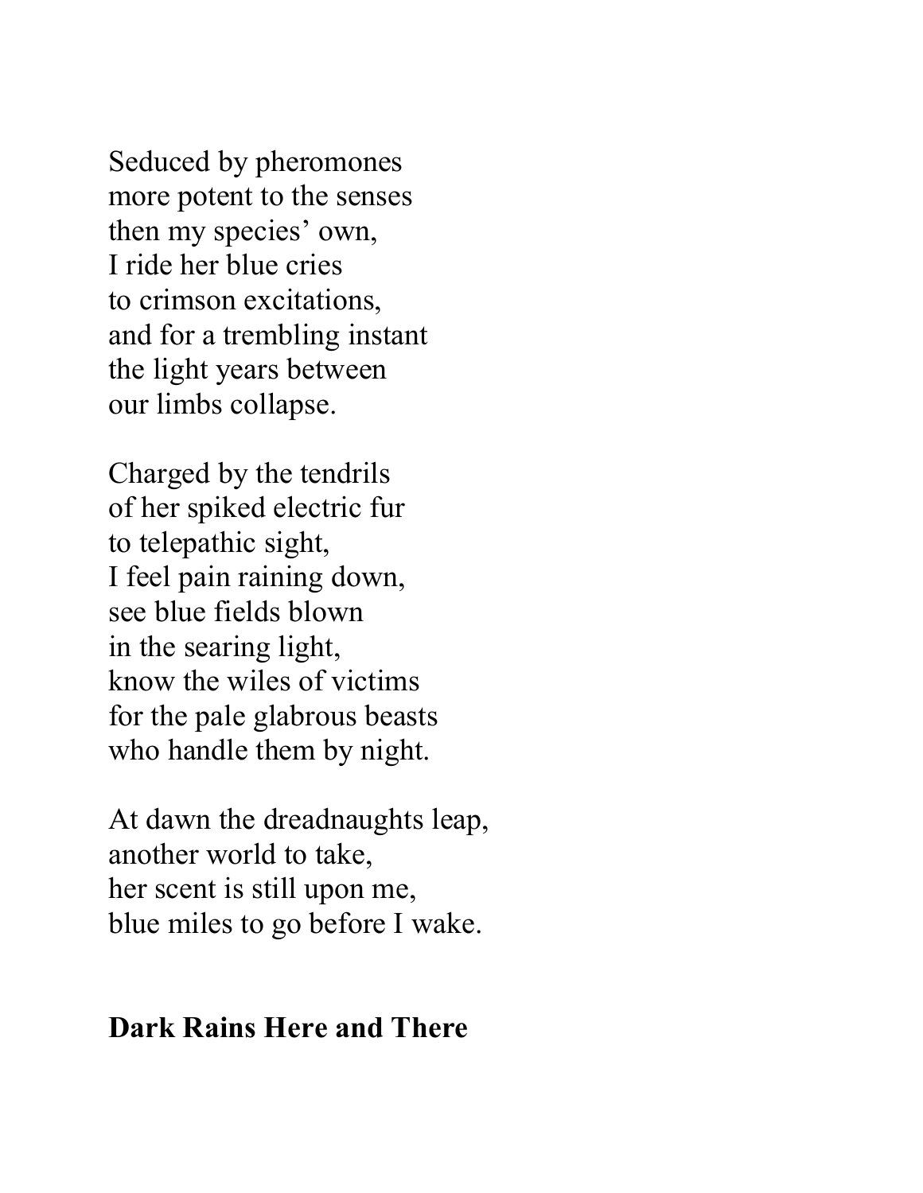Seduced by pheromones
more potent to the senses
then my species' own,
I ride her blue cries
to crimson excitations,
and for a trembling instant
the light years between
our limbs collapse.

Charged by the tendrils
of her spiked electric fur
to telepathic sight,
I feel pain raining down,
see blue fields blown
in the searing light,
know the wiles of victims
for the pale glabrous beasts
who handle them by night.

At dawn the dreadnaughts leap,
another world to take,
her scent is still upon me,
blue miles to go before I wake.

**Dark Rains Here and There**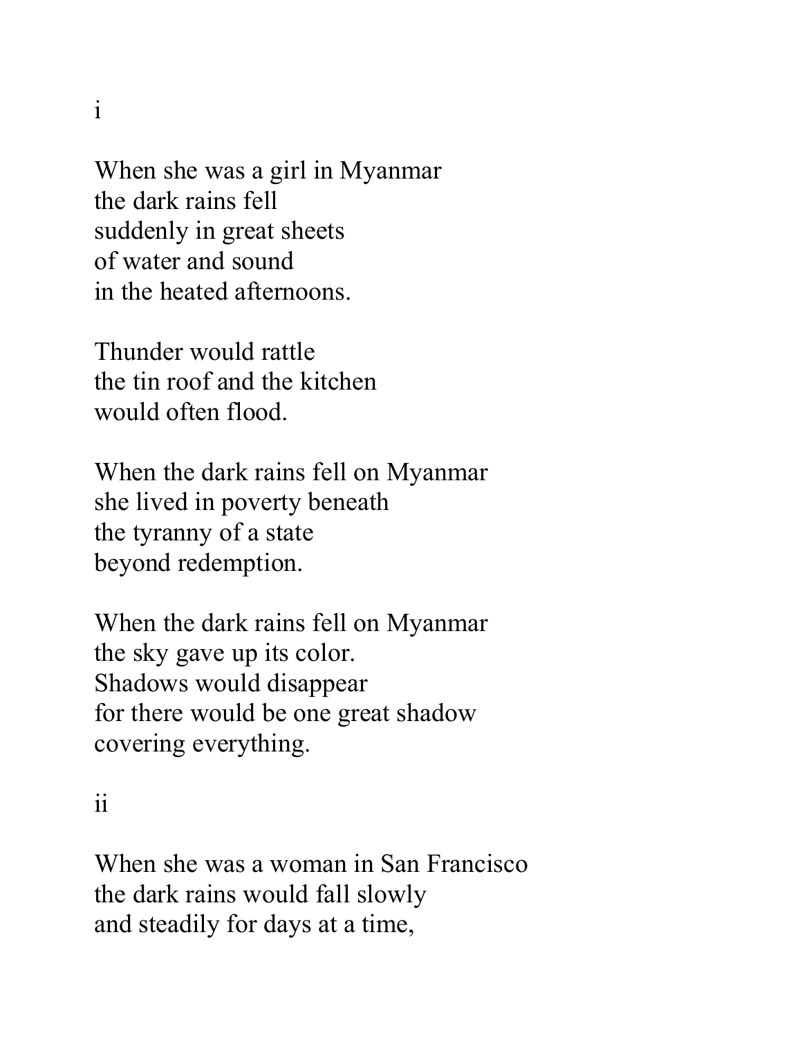i

When she was a girl in Myanmar
the dark rains fell
suddenly in great sheets
of water and sound
in the heated afternoons.

Thunder would rattle
the tin roof and the kitchen
would often flood.

When the dark rains fell on Myanmar
she lived in poverty beneath
the tyranny of a state
beyond redemption.

When the dark rains fell on Myanmar
the sky gave up its color.
Shadows would disappear
for there would be one great shadow
covering everything.

ii

When she was a woman in San Francisco
the dark rains would fall slowly
and steadily for days at a time,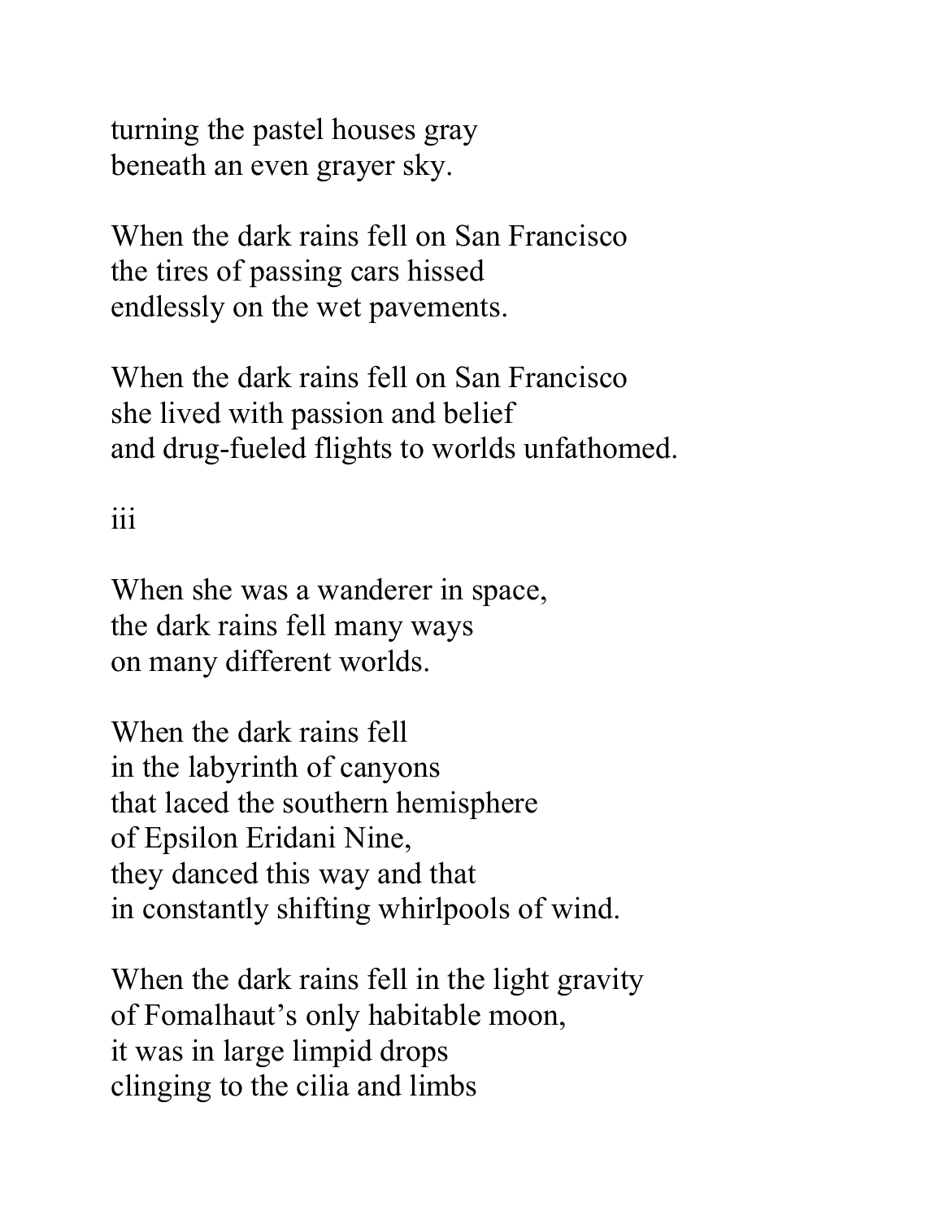turning the pastel houses gray  
beneath an even grayer sky.

When the dark rains fell on San Francisco  
the tires of passing cars hissed  
endlessly on the wet pavements.

When the dark rains fell on San Francisco  
she lived with passion and belief  
and drug-fueled flights to worlds unfathomed.

iii

When she was a wanderer in space,  
the dark rains fell many ways  
on many different worlds.

When the dark rains fell  
in the labyrinth of canyons  
that laced the southern hemisphere  
of Epsilon Eridani Nine,  
they danced this way and that  
in constantly shifting whirlpools of wind.

When the dark rains fell in the light gravity  
of Fomalhaut's only habitable moon,  
it was in large limpid drops  
clinging to the cilia and limbs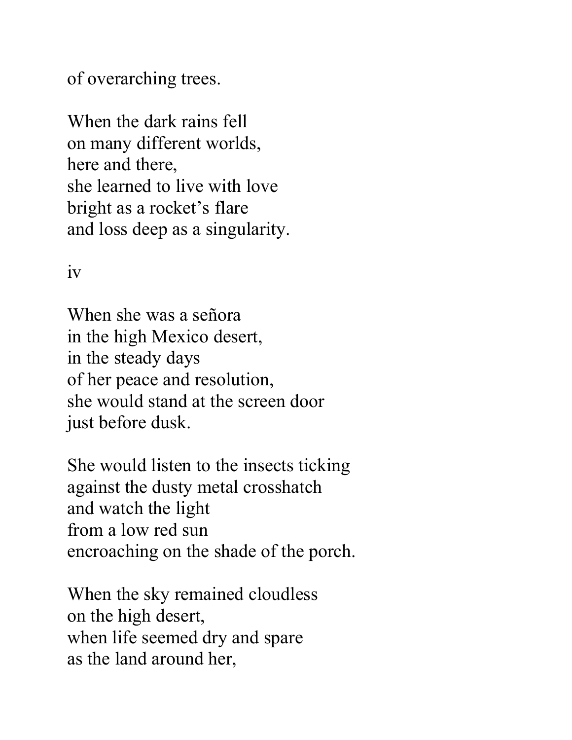of overarching trees.

When the dark rains fell  
on many different worlds,  
here and there,  
she learned to live with love  
bright as a rocket's flare  
and loss deep as a singularity.

iv

When she was a señora  
in the high Mexico desert,  
in the steady days  
of her peace and resolution,  
she would stand at the screen door  
just before dusk.

She would listen to the insects ticking  
against the dusty metal crosshatch  
and watch the light  
from a low red sun  
encroaching on the shade of the porch.

When the sky remained cloudless  
on the high desert,  
when life seemed dry and spare  
as the land around her,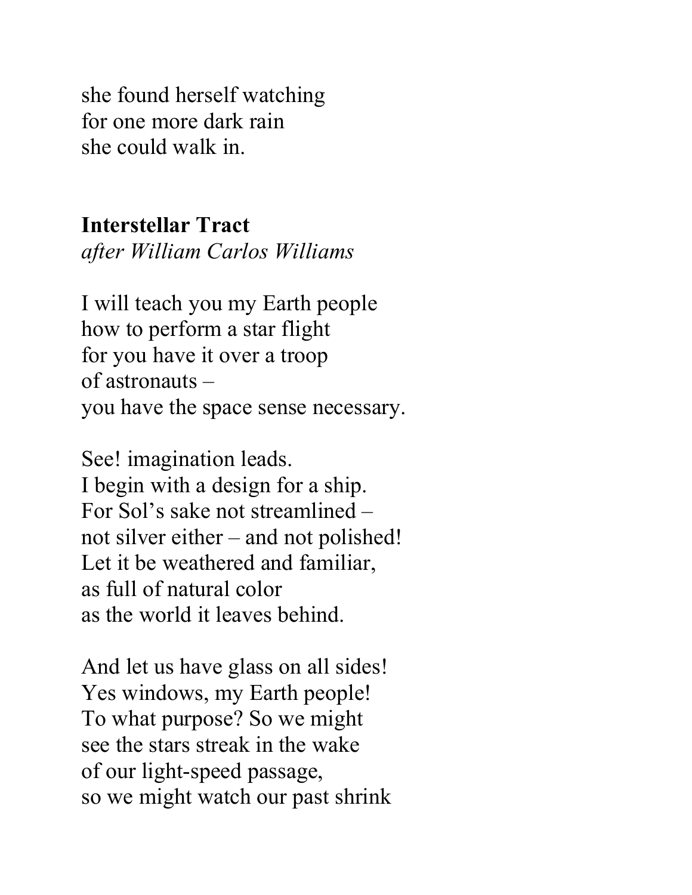she found herself watching
for one more dark rain
she could walk in.

## Interstellar Tract

*after William Carlos Williams*

I will teach you my Earth people
how to perform a star flight
for you have it over a troop
of astronauts –
you have the space sense necessary.

See! imagination leads.
I begin with a design for a ship.
For Sol's sake not streamlined –
not silver either – and not polished!
Let it be weathered and familiar,
as full of natural color
as the world it leaves behind.

And let us have glass on all sides!
Yes windows, my Earth people!
To what purpose? So we might
see the stars streak in the wake
of our light-speed passage,
so we might watch our past shrink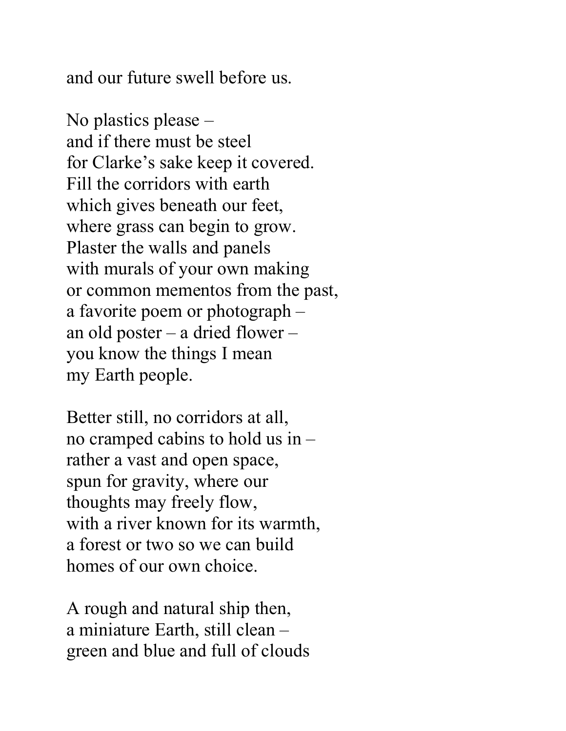and our future swell before us.

No plastics please –  
and if there must be steel  
for Clarke's sake keep it covered.  
Fill the corridors with earth  
which gives beneath our feet,  
where grass can begin to grow.  
Plaster the walls and panels  
with murals of your own making  
or common mementos from the past,  
a favorite poem or photograph –  
an old poster – a dried flower –  
you know the things I mean  
my Earth people.

Better still, no corridors at all,  
no cramped cabins to hold us in –  
rather a vast and open space,  
spun for gravity, where our  
thoughts may freely flow,  
with a river known for its warmth,  
a forest or two so we can build  
homes of our own choice.

A rough and natural ship then,  
a miniature Earth, still clean –  
green and blue and full of clouds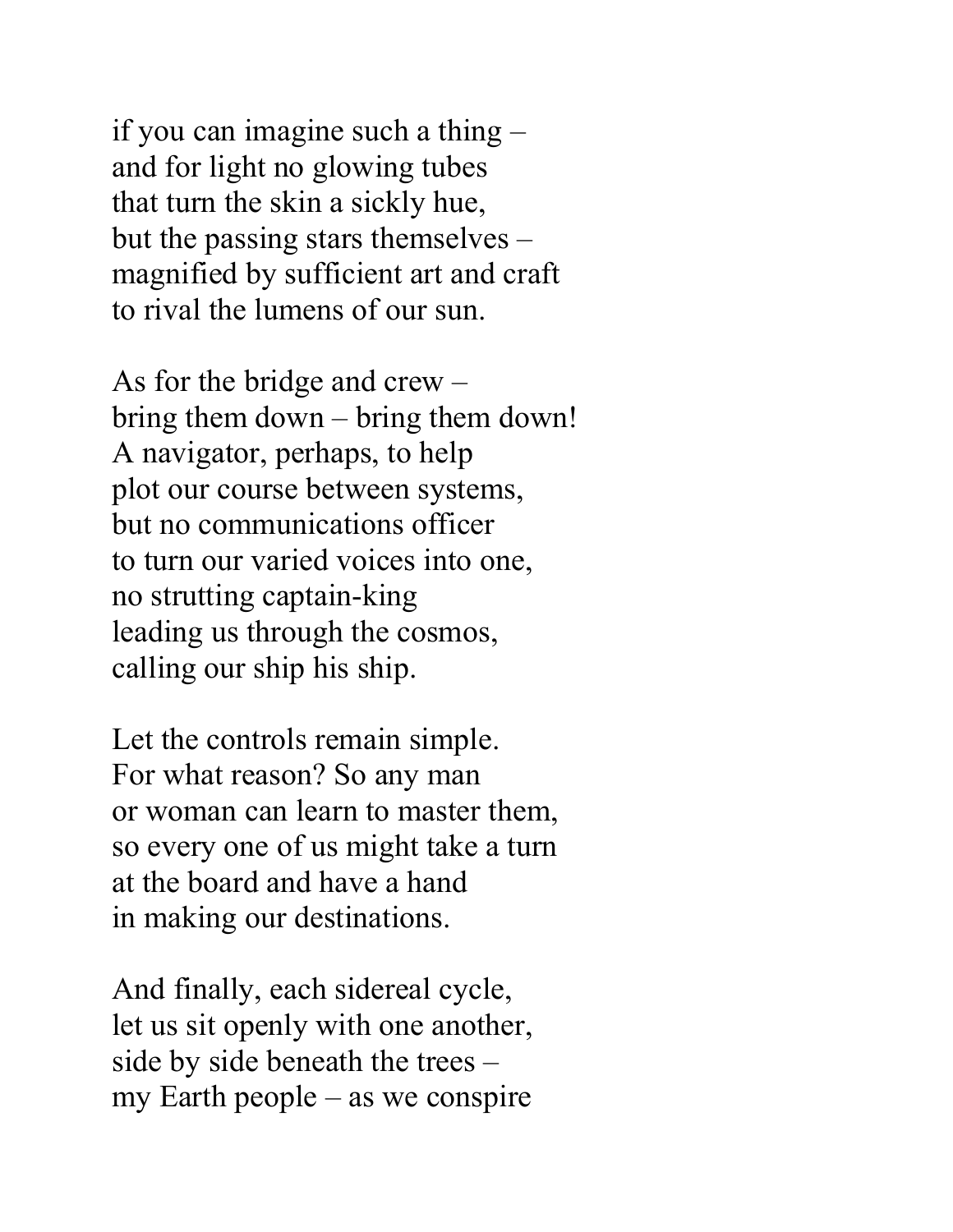if you can imagine such a thing –  
and for light no glowing tubes  
that turn the skin a sickly hue,  
but the passing stars themselves –  
magnified by sufficient art and craft  
to rival the lumens of our sun.

As for the bridge and crew –  
bring them down – bring them down!  
A navigator, perhaps, to help  
plot our course between systems,  
but no communications officer  
to turn our varied voices into one,  
no strutting captain-king  
leading us through the cosmos,  
calling our ship his ship.

Let the controls remain simple.  
For what reason? So any man  
or woman can learn to master them,  
so every one of us might take a turn  
at the board and have a hand  
in making our destinations.

And finally, each sidereal cycle,  
let us sit openly with one another,  
side by side beneath the trees –  
my Earth people – as we conspire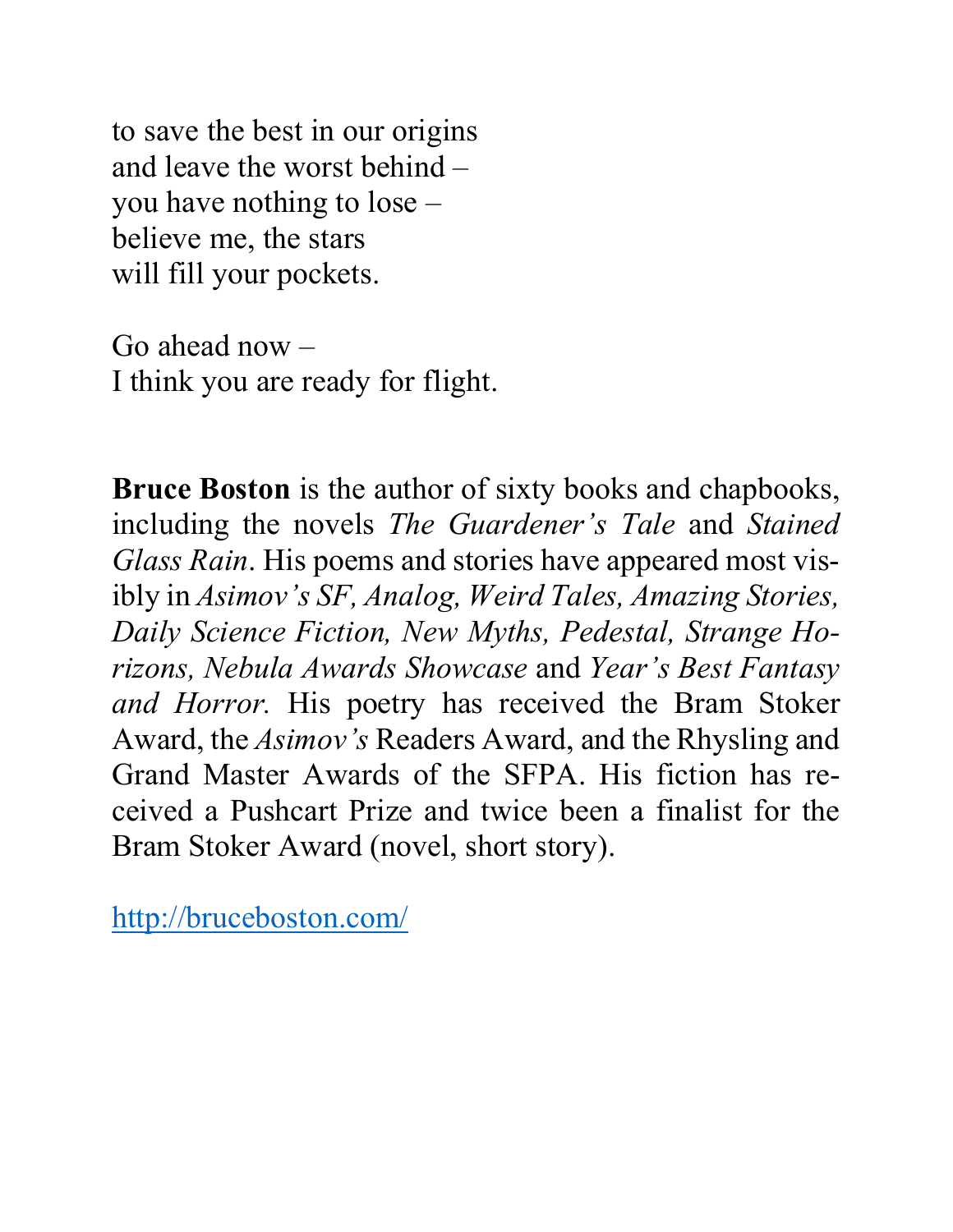to save the best in our origins  
and leave the worst behind –  
you have nothing to lose –  
believe me, the stars  
will fill your pockets.

Go ahead now –  
I think you are ready for flight.

**Bruce Boston** is the author of sixty books and chapbooks, including the novels *The Guardener's Tale* and *Stained Glass Rain*. His poems and stories have appeared most visibly in *Asimov's SF, Analog, Weird Tales, Amazing Stories, Daily Science Fiction, New Myths, Pedestal, Strange Horizons, Nebula Awards Showcase* and *Year's Best Fantasy and Horror.* His poetry has received the Bram Stoker Award, the *Asimov's* Readers Award, and the Rhysling and Grand Master Awards of the SFPA. His fiction has received a Pushcart Prize and twice been a finalist for the Bram Stoker Award (novel, short story).

http://bruceboston.com/